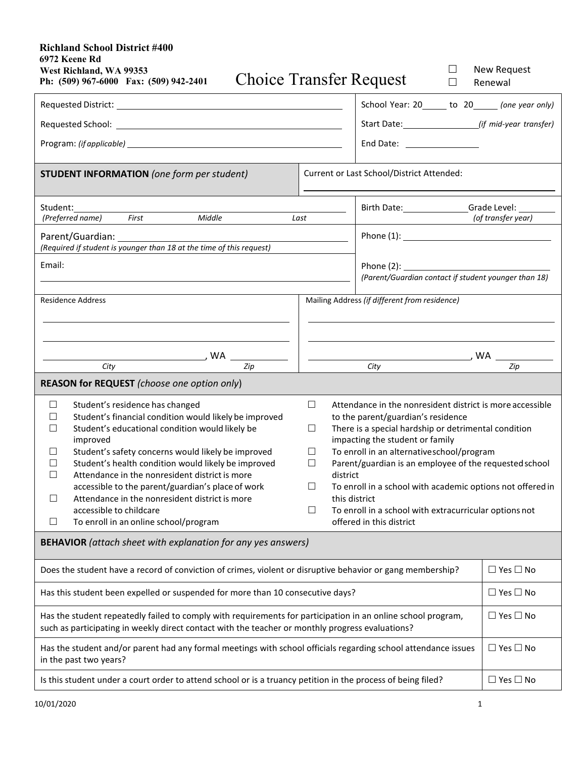**Richland School District #400**
**6972 Keene Rd**
**West Richland, WA 99353**
**Ph: (509) 967-6000 Fax: (509) 942-2401**

# Choice Transfer Request

☐ New Request
☐ Renewal

| | |
|---|---|
| Requested District: ______________________ | School Year: 20____ to 20____ *(one year only)* |
| Requested School: ______________________ | Start Date: ____________ *(if mid-year transfer)* |
| Program: *(if applicable)* ______________________ | End Date: ____________ |

| | |
|---|---|
| **STUDENT INFORMATION** *(one form per student)* | Current or Last School/District Attended: ______________________ |
| Student: ______________________ *(Preferred name) First Middle Last* | Birth Date: ____________ Grade Level: ______ *(of transfer year)* |
| Parent/Guardian: ______________________ *(Required if student is younger than 18 at the time of this request)* | Phone (1): ______________________ |
| Email: ______________________ | Phone (2): ______________________ *(Parent/Guardian contact if student younger than 18)* |
| Residence Address<br>______________________<br>______________________<br>______________________, WA ________<br>*City Zip* | Mailing Address *(if different from residence)*<br>______________________<br>______________________<br>______________________, WA ________<br>*City Zip* |

## REASON for REQUEST *(choose one option only)*

- ☐ Student's residence has changed
- ☐ Student's financial condition would likely be improved
- ☐ Student's educational condition would likely be improved
- ☐ Student's safety concerns would likely be improved
- ☐ Student's health condition would likely be improved
- ☐ Attendance in the nonresident district is more accessible to the parent/guardian's place of work
- ☐ Attendance in the nonresident district is more accessible to childcare
- ☐ To enroll in an online school/program
- ☐ Attendance in the nonresident district is more accessible to the parent/guardian's residence
- ☐ There is a special hardship or detrimental condition impacting the student or family
- ☐ To enroll in an alternative school/program
- ☐ Parent/guardian is an employee of the requested school district
- ☐ To enroll in a school with academic options not offered in this district
- ☐ To enroll in a school with extracurricular options not offered in this district

## BEHAVIOR *(attach sheet with explanation for any yes answers)*

| Question | Answer |
|---|---|
| Does the student have a record of conviction of crimes, violent or disruptive behavior or gang membership? | ☐ Yes ☐ No |
| Has this student been expelled or suspended for more than 10 consecutive days? | ☐ Yes ☐ No |
| Has the student repeatedly failed to comply with requirements for participation in an online school program, such as participating in weekly direct contact with the teacher or monthly progress evaluations? | ☐ Yes ☐ No |
| Has the student and/or parent had any formal meetings with school officials regarding school attendance issues in the past two years? | ☐ Yes ☐ No |
| Is this student under a court order to attend school or is a truancy petition in the process of being filed? | ☐ Yes ☐ No |

10/01/2020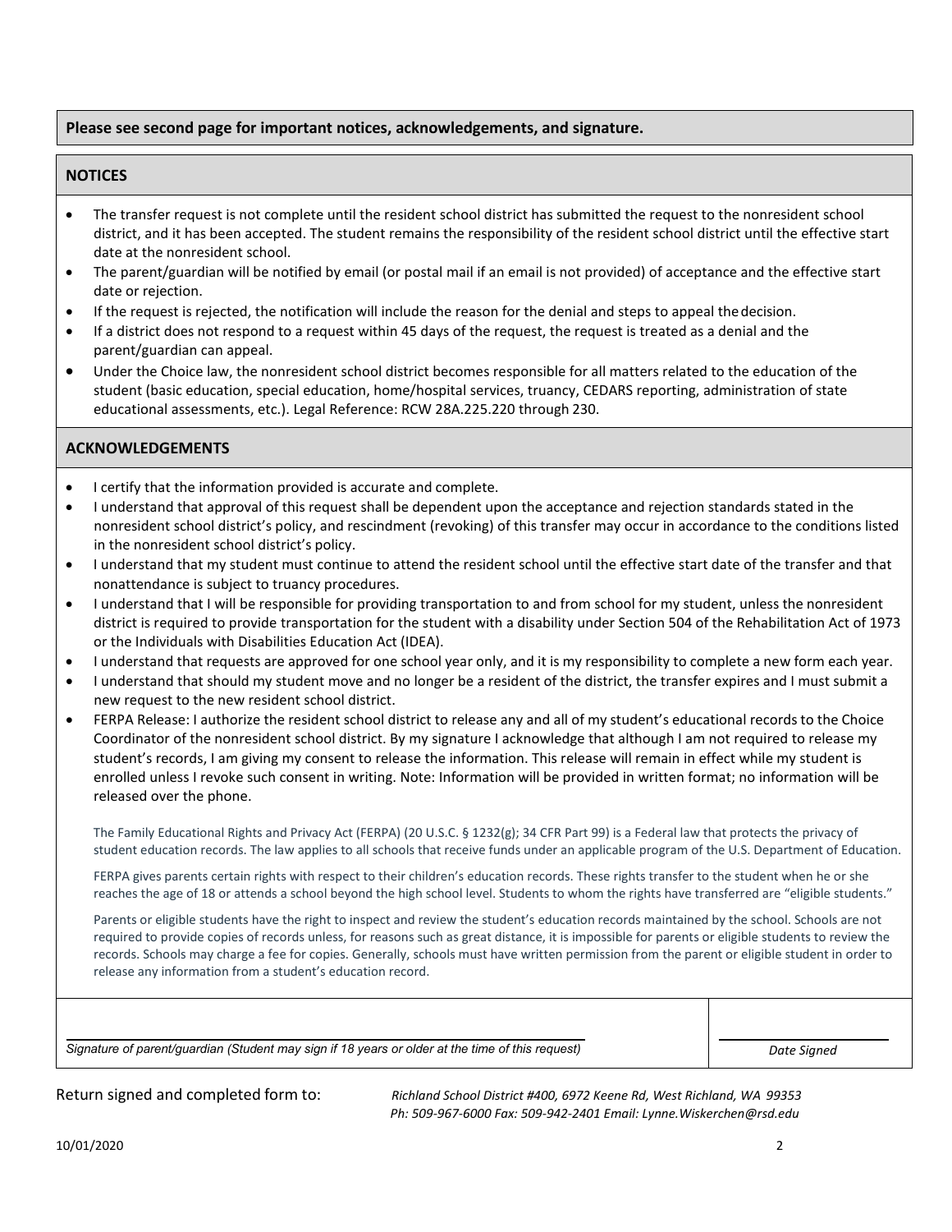**Please see second page for important notices, acknowledgements, and signature.**

## NOTICES

- The transfer request is not complete until the resident school district has submitted the request to the nonresident school district, and it has been accepted. The student remains the responsibility of the resident school district until the effective start date at the nonresident school.
- The parent/guardian will be notified by email (or postal mail if an email is not provided) of acceptance and the effective start date or rejection.
- If the request is rejected, the notification will include the reason for the denial and steps to appeal the decision.
- If a district does not respond to a request within 45 days of the request, the request is treated as a denial and the parent/guardian can appeal.
- Under the Choice law, the nonresident school district becomes responsible for all matters related to the education of the student (basic education, special education, home/hospital services, truancy, CEDARS reporting, administration of state educational assessments, etc.). Legal Reference: RCW 28A.225.220 through 230.

## ACKNOWLEDGEMENTS

- I certify that the information provided is accurate and complete.
- I understand that approval of this request shall be dependent upon the acceptance and rejection standards stated in the nonresident school district's policy, and rescindment (revoking) of this transfer may occur in accordance to the conditions listed in the nonresident school district's policy.
- I understand that my student must continue to attend the resident school until the effective start date of the transfer and that nonattendance is subject to truancy procedures.
- I understand that I will be responsible for providing transportation to and from school for my student, unless the nonresident district is required to provide transportation for the student with a disability under Section 504 of the Rehabilitation Act of 1973 or the Individuals with Disabilities Education Act (IDEA).
- I understand that requests are approved for one school year only, and it is my responsibility to complete a new form each year.
- I understand that should my student move and no longer be a resident of the district, the transfer expires and I must submit a new request to the new resident school district.
- FERPA Release: I authorize the resident school district to release any and all of my student's educational records to the Choice Coordinator of the nonresident school district. By my signature I acknowledge that although I am not required to release my student's records, I am giving my consent to release the information. This release will remain in effect while my student is enrolled unless I revoke such consent in writing. Note: Information will be provided in written format; no information will be released over the phone.

The Family Educational Rights and Privacy Act (FERPA) (20 U.S.C. § 1232(g); 34 CFR Part 99) is a Federal law that protects the privacy of student education records. The law applies to all schools that receive funds under an applicable program of the U.S. Department of Education.

FERPA gives parents certain rights with respect to their children's education records. These rights transfer to the student when he or she reaches the age of 18 or attends a school beyond the high school level. Students to whom the rights have transferred are "eligible students."

Parents or eligible students have the right to inspect and review the student's education records maintained by the school. Schools are not required to provide copies of records unless, for reasons such as great distance, it is impossible for parents or eligible students to review the records. Schools may charge a fee for copies. Generally, schools must have written permission from the parent or eligible student in order to release any information from a student's education record.

| | |
|---|---|
| *Signature of parent/guardian (Student may sign if 18 years or older at the time of this request)* | *Date Signed* |

Return signed and completed form to: *Richland School District #400, 6972 Keene Rd, West Richland, WA 99353*
*Ph: 509-967-6000 Fax: 509-942-2401 Email: Lynne.Wiskerchen@rsd.edu*

10/01/2020